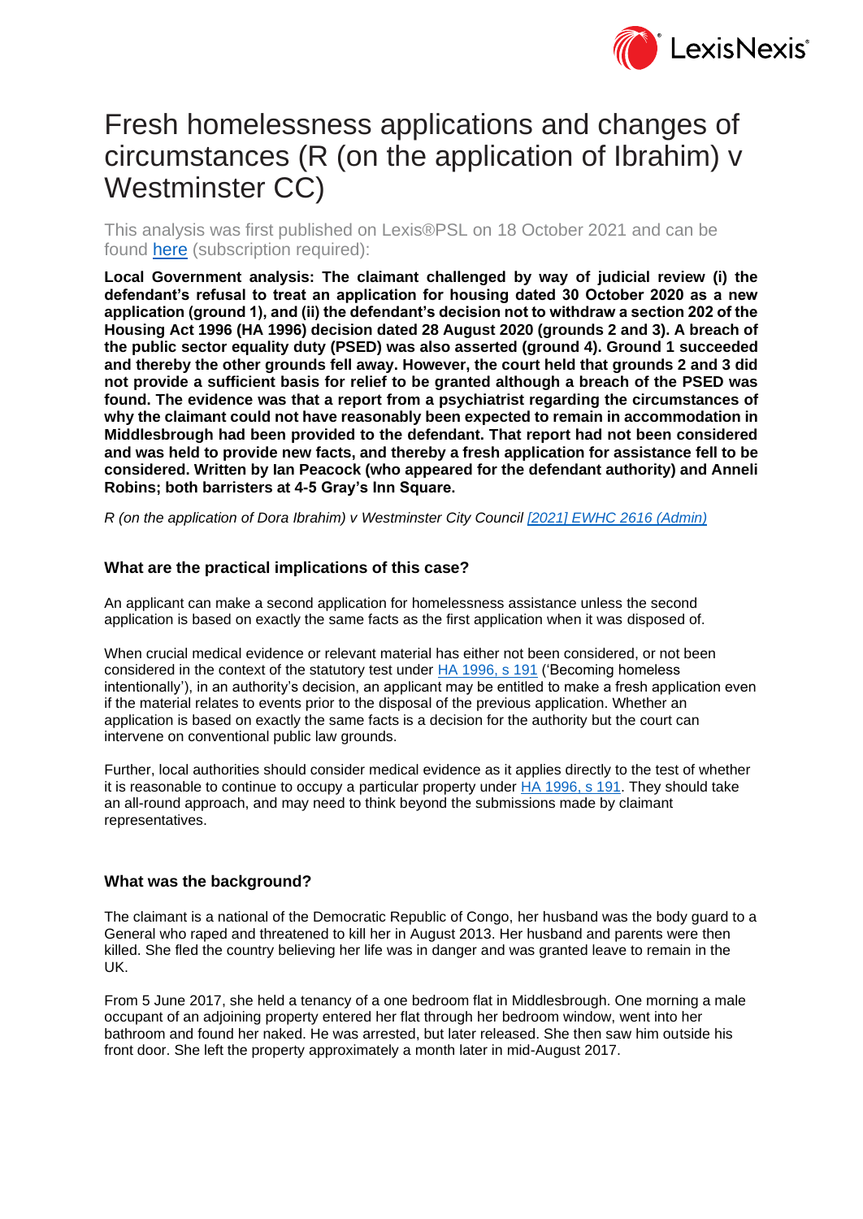# Fresh homelessness applications and changes of circumstances (R (on the application of Ibrahim) v Westminster CC)

This analysis was first published on Lexis®PSL on 18 October 2021 and can be found here (subscription required):

**Local Government analysis: The claimant challenged by way of judicial review (i) the defendant's refusal to treat an application for housing dated 30 October 2020 as a new application (ground 1), and (ii) the defendant's decision not to withdraw a section 202 of the Housing Act 1996 (HA 1996) decision dated 28 August 2020 (grounds 2 and 3). A breach of the public sector equality duty (PSED) was also asserted (ground 4). Ground 1 succeeded and thereby the other grounds fell away. However, the court held that grounds 2 and 3 did not provide a sufficient basis for relief to be granted although a breach of the PSED was found. The evidence was that a report from a psychiatrist regarding the circumstances of why the claimant could not have reasonably been expected to remain in accommodation in Middlesbrough had been provided to the defendant. That report had not been considered and was held to provide new facts, and thereby a fresh application for assistance fell to be considered. Written by Ian Peacock (who appeared for the defendant authority) and Anneli Robins; both barristers at 4-5 Gray's Inn Square.**

*R (on the application of Dora Ibrahim) v Westminster City Council [2021] EWHC 2616 (Admin)*

## What are the practical implications of this case?

An applicant can make a second application for homelessness assistance unless the second application is based on exactly the same facts as the first application when it was disposed of.

When crucial medical evidence or relevant material has either not been considered, or not been considered in the context of the statutory test under HA 1996, s 191 ('Becoming homeless intentionally'), in an authority's decision, an applicant may be entitled to make a fresh application even if the material relates to events prior to the disposal of the previous application. Whether an application is based on exactly the same facts is a decision for the authority but the court can intervene on conventional public law grounds.

Further, local authorities should consider medical evidence as it applies directly to the test of whether it is reasonable to continue to occupy a particular property under HA 1996, s 191. They should take an all-round approach, and may need to think beyond the submissions made by claimant representatives.

## What was the background?

The claimant is a national of the Democratic Republic of Congo, her husband was the body guard to a General who raped and threatened to kill her in August 2013. Her husband and parents were then killed. She fled the country believing her life was in danger and was granted leave to remain in the UK.

From 5 June 2017, she held a tenancy of a one bedroom flat in Middlesbrough. One morning a male occupant of an adjoining property entered her flat through her bedroom window, went into her bathroom and found her naked. He was arrested, but later released. She then saw him outside his front door. She left the property approximately a month later in mid-August 2017.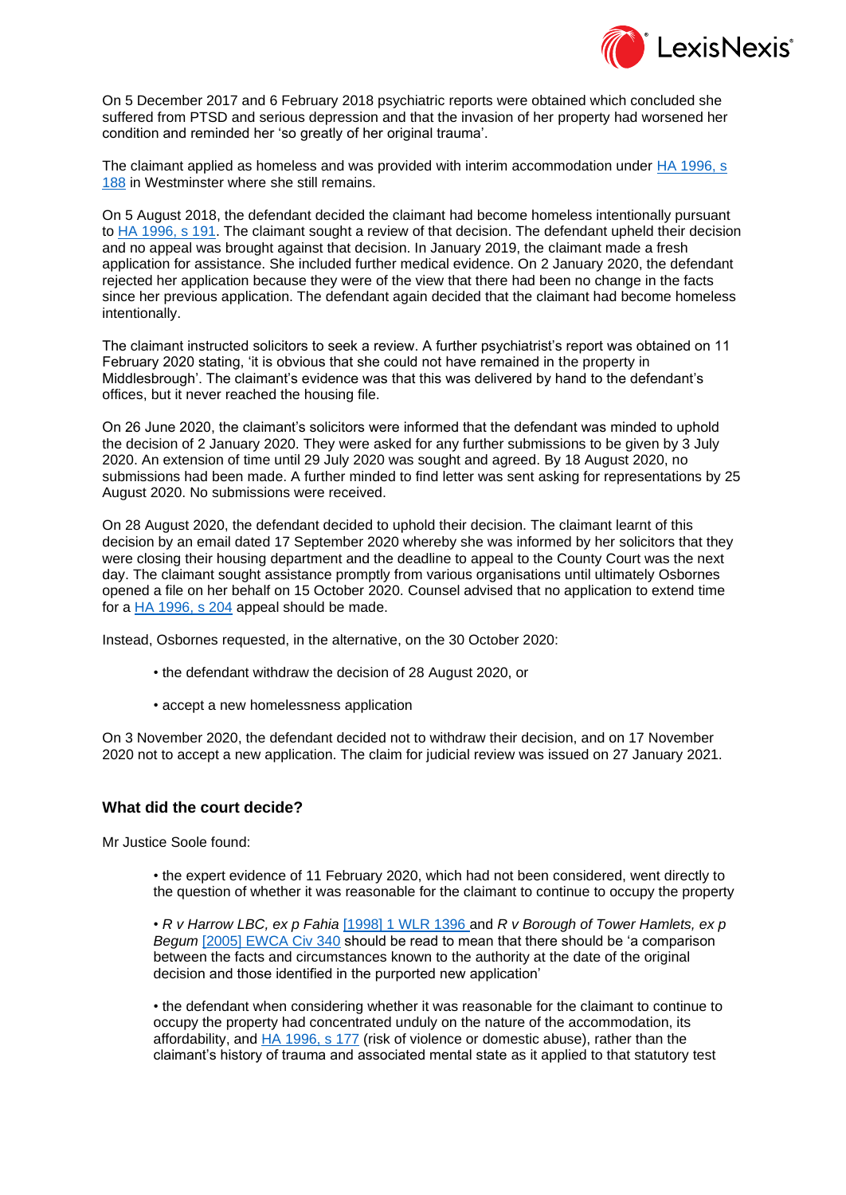On 5 December 2017 and 6 February 2018 psychiatric reports were obtained which concluded she suffered from PTSD and serious depression and that the invasion of her property had worsened her condition and reminded her 'so greatly of her original trauma'.

The claimant applied as homeless and was provided with interim accommodation under HA 1996, s 188 in Westminster where she still remains.

On 5 August 2018, the defendant decided the claimant had become homeless intentionally pursuant to HA 1996, s 191. The claimant sought a review of that decision. The defendant upheld their decision and no appeal was brought against that decision. In January 2019, the claimant made a fresh application for assistance. She included further medical evidence. On 2 January 2020, the defendant rejected her application because they were of the view that there had been no change in the facts since her previous application. The defendant again decided that the claimant had become homeless intentionally.

The claimant instructed solicitors to seek a review. A further psychiatrist's report was obtained on 11 February 2020 stating, 'it is obvious that she could not have remained in the property in Middlesbrough'. The claimant's evidence was that this was delivered by hand to the defendant's offices, but it never reached the housing file.

On 26 June 2020, the claimant's solicitors were informed that the defendant was minded to uphold the decision of 2 January 2020. They were asked for any further submissions to be given by 3 July 2020. An extension of time until 29 July 2020 was sought and agreed. By 18 August 2020, no submissions had been made. A further minded to find letter was sent asking for representations by 25 August 2020. No submissions were received.

On 28 August 2020, the defendant decided to uphold their decision. The claimant learnt of this decision by an email dated 17 September 2020 whereby she was informed by her solicitors that they were closing their housing department and the deadline to appeal to the County Court was the next day. The claimant sought assistance promptly from various organisations until ultimately Osbornes opened a file on her behalf on 15 October 2020. Counsel advised that no application to extend time for a HA 1996, s 204 appeal should be made.

Instead, Osbornes requested, in the alternative, on the 30 October 2020:

- the defendant withdraw the decision of 28 August 2020, or
- accept a new homelessness application

On 3 November 2020, the defendant decided not to withdraw their decision, and on 17 November 2020 not to accept a new application. The claim for judicial review was issued on 27 January 2021.

### What did the court decide?

Mr Justice Soole found:

- the expert evidence of 11 February 2020, which had not been considered, went directly to the question of whether it was reasonable for the claimant to continue to occupy the property
- *R v Harrow LBC, ex p Fahia* [1998] 1 WLR 1396 and *R v Borough of Tower Hamlets, ex p Begum* [2005] EWCA Civ 340 should be read to mean that there should be 'a comparison between the facts and circumstances known to the authority at the date of the original decision and those identified in the purported new application'
- the defendant when considering whether it was reasonable for the claimant to continue to occupy the property had concentrated unduly on the nature of the accommodation, its affordability, and HA 1996, s 177 (risk of violence or domestic abuse), rather than the claimant's history of trauma and associated mental state as it applied to that statutory test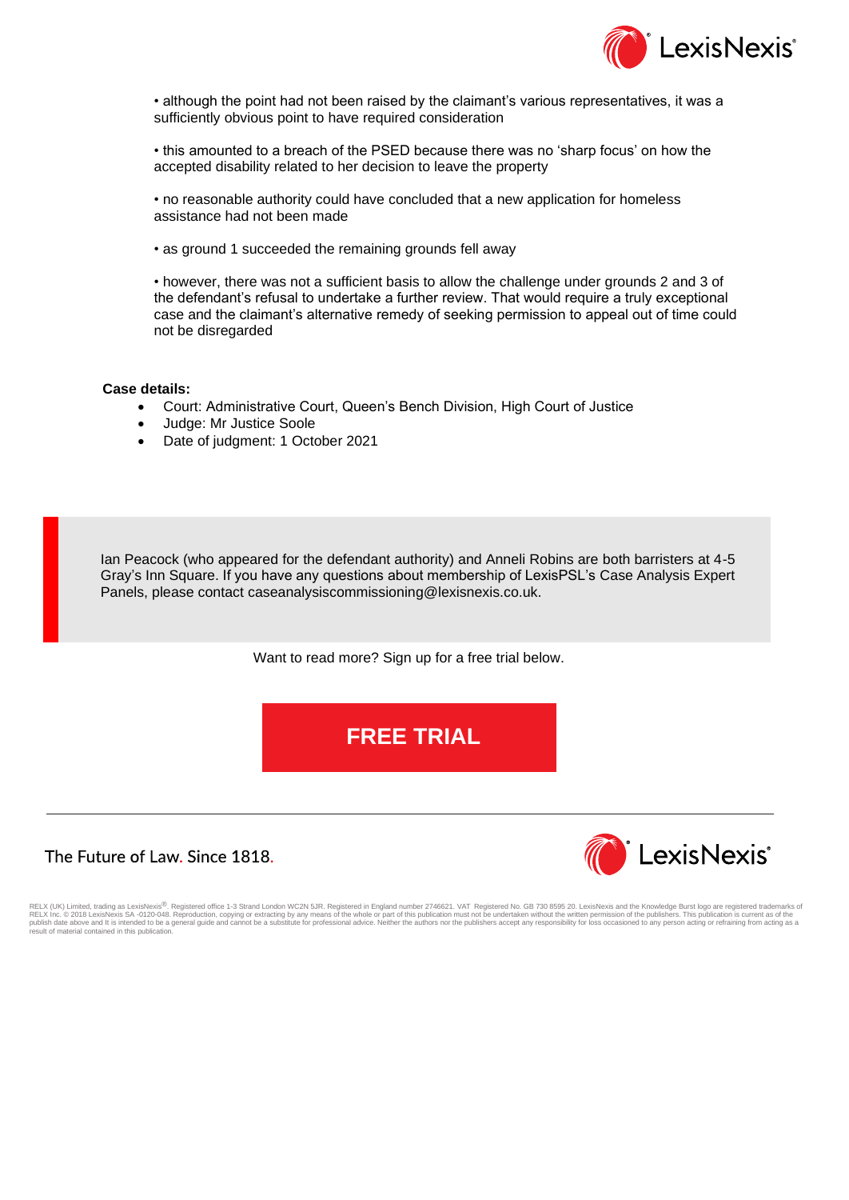- although the point had not been raised by the claimant's various representatives, it was a sufficiently obvious point to have required consideration

- this amounted to a breach of the PSED because there was no 'sharp focus' on how the accepted disability related to her decision to leave the property

- no reasonable authority could have concluded that a new application for homeless assistance had not been made

- as ground 1 succeeded the remaining grounds fell away

- however, there was not a sufficient basis to allow the challenge under grounds 2 and 3 of the defendant's refusal to undertake a further review. That would require a truly exceptional case and the claimant's alternative remedy of seeking permission to appeal out of time could not be disregarded

**Case details:**

- Court: Administrative Court, Queen's Bench Division, High Court of Justice
- Judge: Mr Justice Soole
- Date of judgment: 1 October 2021

Ian Peacock (who appeared for the defendant authority) and Anneli Robins are both barristers at 4-5 Gray's Inn Square. If you have any questions about membership of LexisPSL's Case Analysis Expert Panels, please contact caseanalysiscommissioning@lexisnexis.co.uk.

Want to read more? Sign up for a free trial below.

**FREE TRIAL**

The Future of Law. Since 1818.

RELX (UK) Limited, trading as LexisNexis®. Registered office 1-3 Strand London WC2N 5JR. Registered in England number 2746621. VAT Registered No. GB 730 8595 20. LexisNexis and the Knowledge Burst logo are registered trademarks of RELX Inc. © 2018 LexisNexis SA -0120-048. Reproduction, copying or extracting by any means of the whole or part of this publication must not be undertaken without the written permission of the publishers. This publication is current as of the publish date above and It is intended to be a general guide and cannot be a substitute for professional advice. Neither the authors nor the publishers accept any responsibility for loss occasioned to any person acting or refraining from acting as a result of material contained in this publication.